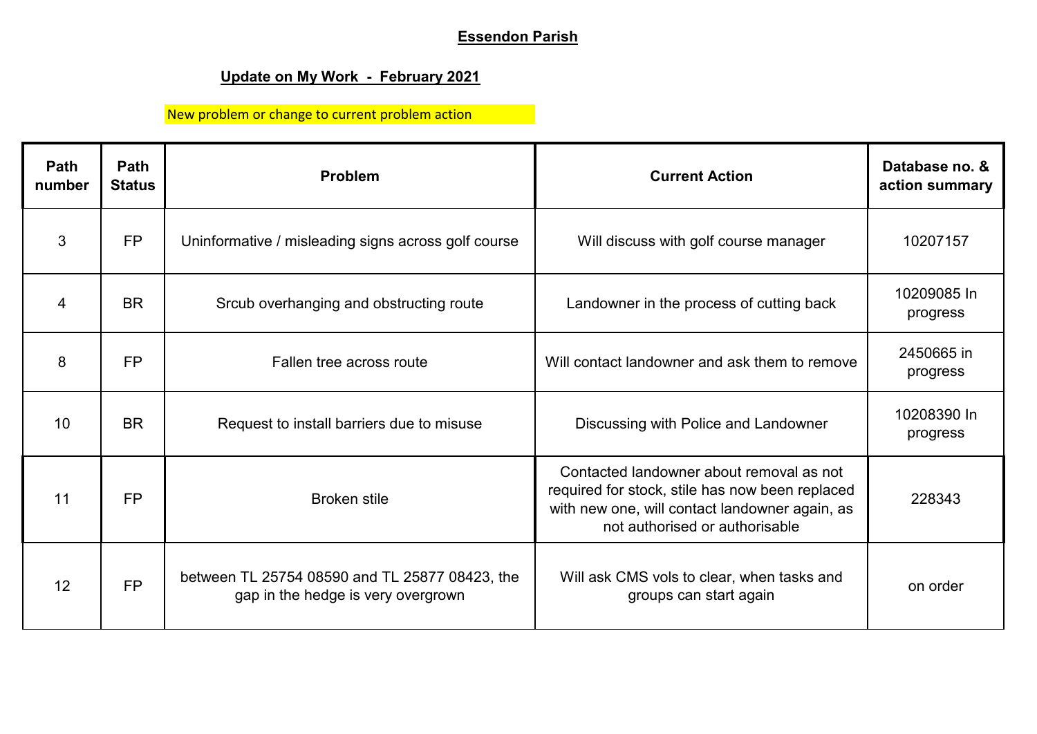**Essendon Parish**

**Update on My Work - February 2021**

New problem or change to current problem action

| Path number | Path Status | Problem | Current Action | Database no. & action summary |
|---|---|---|---|---|
| 3 | FP | Uninformative / misleading signs across golf course | Will discuss with golf course manager | 10207157 |
| 4 | BR | Srcub overhanging and obstructing route | Landowner in the process of cutting back | 10209085 In progress |
| 8 | FP | Fallen tree across route | Will contact landowner and ask them to remove | 2450665 in progress |
| 10 | BR | Request to install barriers due to misuse | Discussing with Police and Landowner | 10208390 In progress |
| 11 | FP | Broken stile | Contacted landowner about removal as not required for stock, stile has now been replaced with new one, will contact landowner again, as not authorised or authorisable | 228343 |
| 12 | FP | between TL 25754 08590 and TL 25877 08423, the gap in the hedge is very overgrown | Will ask CMS vols to clear, when tasks and groups can start again | on order |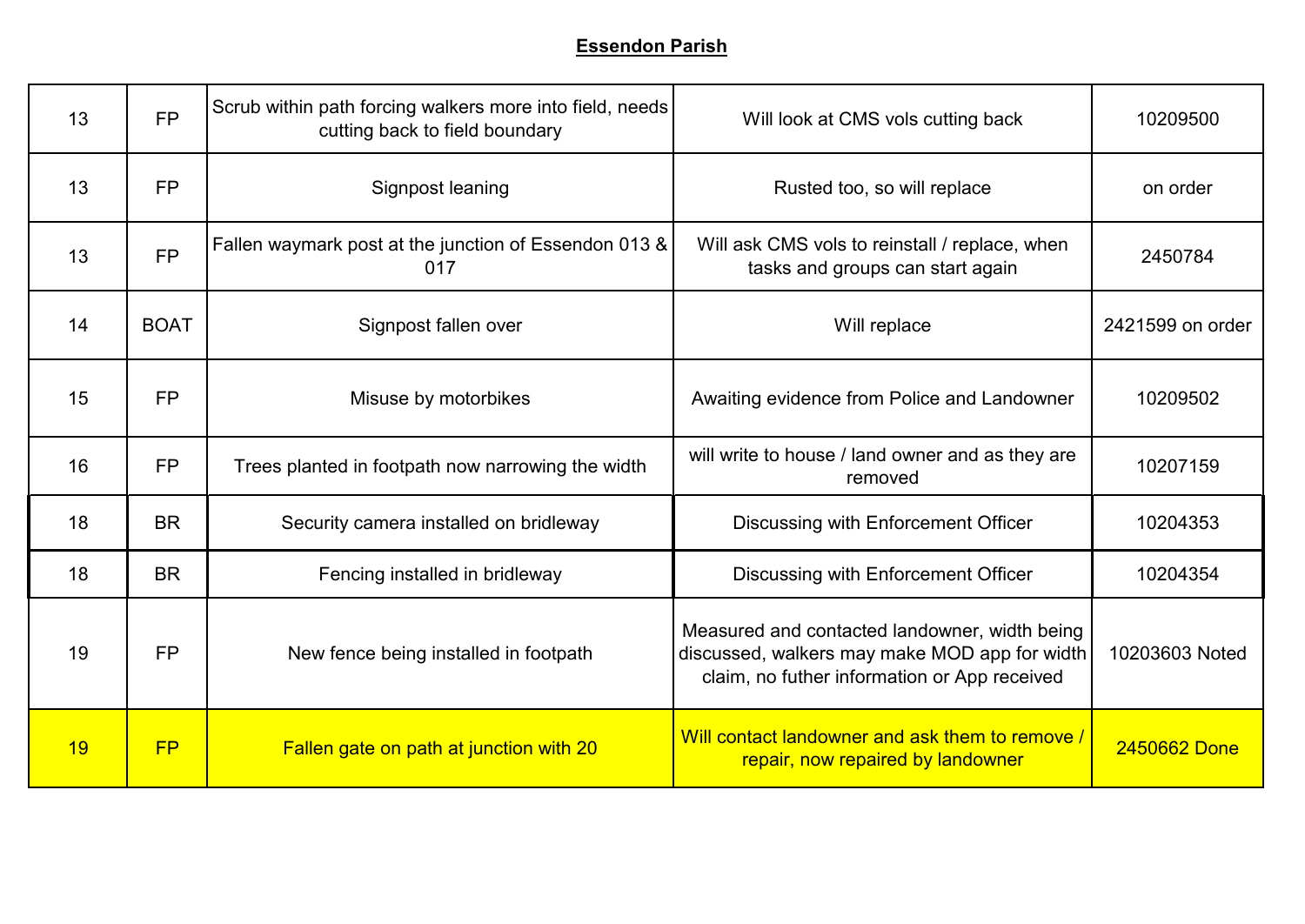**Essendon Parish**

| | | | | |
|---|---|---|---|---|
| 13 | FP | Scrub within path forcing walkers more into field, needs cutting back to field boundary | Will look at CMS vols cutting back | 10209500 |
| 13 | FP | Signpost leaning | Rusted too, so will replace | on order |
| 13 | FP | Fallen waymark post at the junction of Essendon 013 & 017 | Will ask CMS vols to reinstall / replace, when tasks and groups can start again | 2450784 |
| 14 | BOAT | Signpost fallen over | Will replace | 2421599 on order |
| 15 | FP | Misuse by motorbikes | Awaiting evidence from Police and Landowner | 10209502 |
| 16 | FP | Trees planted in footpath now narrowing the width | will write to house / land owner and as they are removed | 10207159 |
| 18 | BR | Security camera installed on bridleway | Discussing with Enforcement Officer | 10204353 |
| 18 | BR | Fencing installed in bridleway | Discussing with Enforcement Officer | 10204354 |
| 19 | FP | New fence being installed in footpath | Measured and contacted landowner, width being discussed, walkers may make MOD app for width claim, no futher information or App received | 10203603 Noted |
| 19 | FP | Fallen gate on path at junction with 20 | Will contact landowner and ask them to remove / repair, now repaired by landowner | 2450662 Done |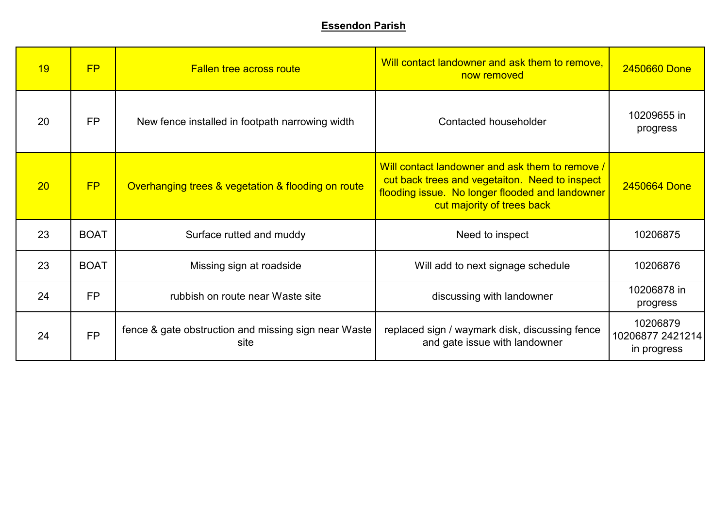**Essendon Parish**

| | | | | |
|---|---|---|---|---|
| 19 | FP | Fallen tree across route | Will contact landowner and ask them to remove, now removed | 2450660 Done |
| 20 | FP | New fence installed in footpath narrowing width | Contacted householder | 10209655 in progress |
| 20 | FP | Overhanging trees & vegetation & flooding on route | Will contact landowner and ask them to remove / cut back trees and vegetaiton. Need to inspect flooding issue. No longer flooded and landowner cut majority of trees back | 2450664 Done |
| 23 | BOAT | Surface rutted and muddy | Need to inspect | 10206875 |
| 23 | BOAT | Missing sign at roadside | Will add to next signage schedule | 10206876 |
| 24 | FP | rubbish on route near Waste site | discussing with landowner | 10206878 in progress |
| 24 | FP | fence & gate obstruction and missing sign near Waste site | replaced sign / waymark disk, discussing fence and gate issue with landowner | 10206879 10206877 2421214 in progress |